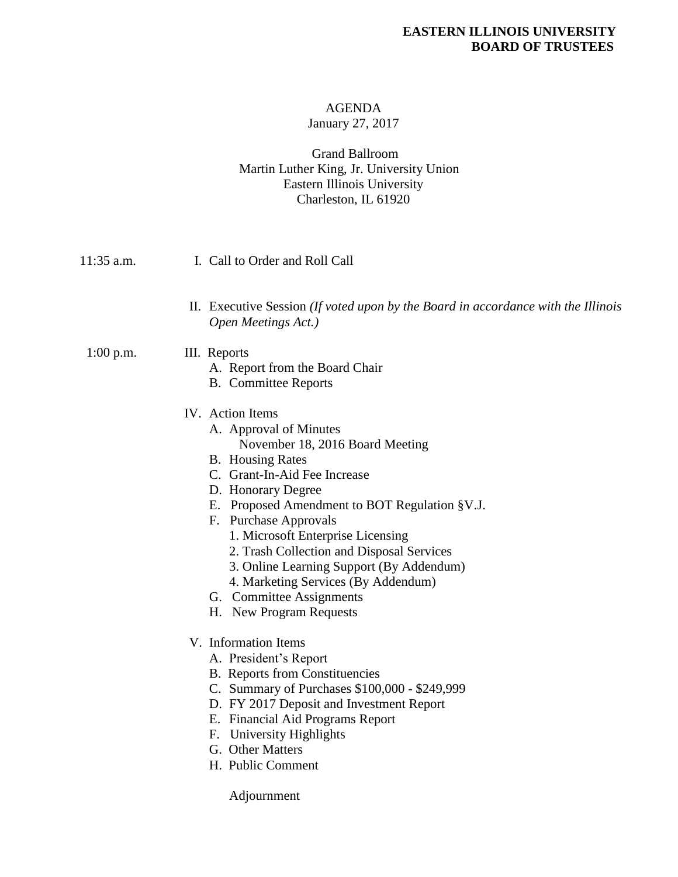**EASTERN ILLINOIS UNIVERSITY**
**BOARD OF TRUSTEES**

AGENDA
January 27, 2017

Grand Ballroom
Martin Luther King, Jr. University Union
Eastern Illinois University
Charleston, IL 61920

11:35 a.m. I. Call to Order and Roll Call

II. Executive Session *(If voted upon by the Board in accordance with the Illinois Open Meetings Act.)*

1:00 p.m. III. Reports

- A. Report from the Board Chair
- B. Committee Reports

IV. Action Items

- A. Approval of Minutes
  November 18, 2016 Board Meeting
- B. Housing Rates
- C. Grant-In-Aid Fee Increase
- D. Honorary Degree
- E. Proposed Amendment to BOT Regulation §V.J.
- F. Purchase Approvals
  1. Microsoft Enterprise Licensing
  2. Trash Collection and Disposal Services
  3. Online Learning Support (By Addendum)
  4. Marketing Services (By Addendum)
- G. Committee Assignments
- H. New Program Requests

V. Information Items

- A. President's Report
- B. Reports from Constituencies
- C. Summary of Purchases $100,000 - $249,999
- D. FY 2017 Deposit and Investment Report
- E. Financial Aid Programs Report
- F. University Highlights
- G. Other Matters
- H. Public Comment

Adjournment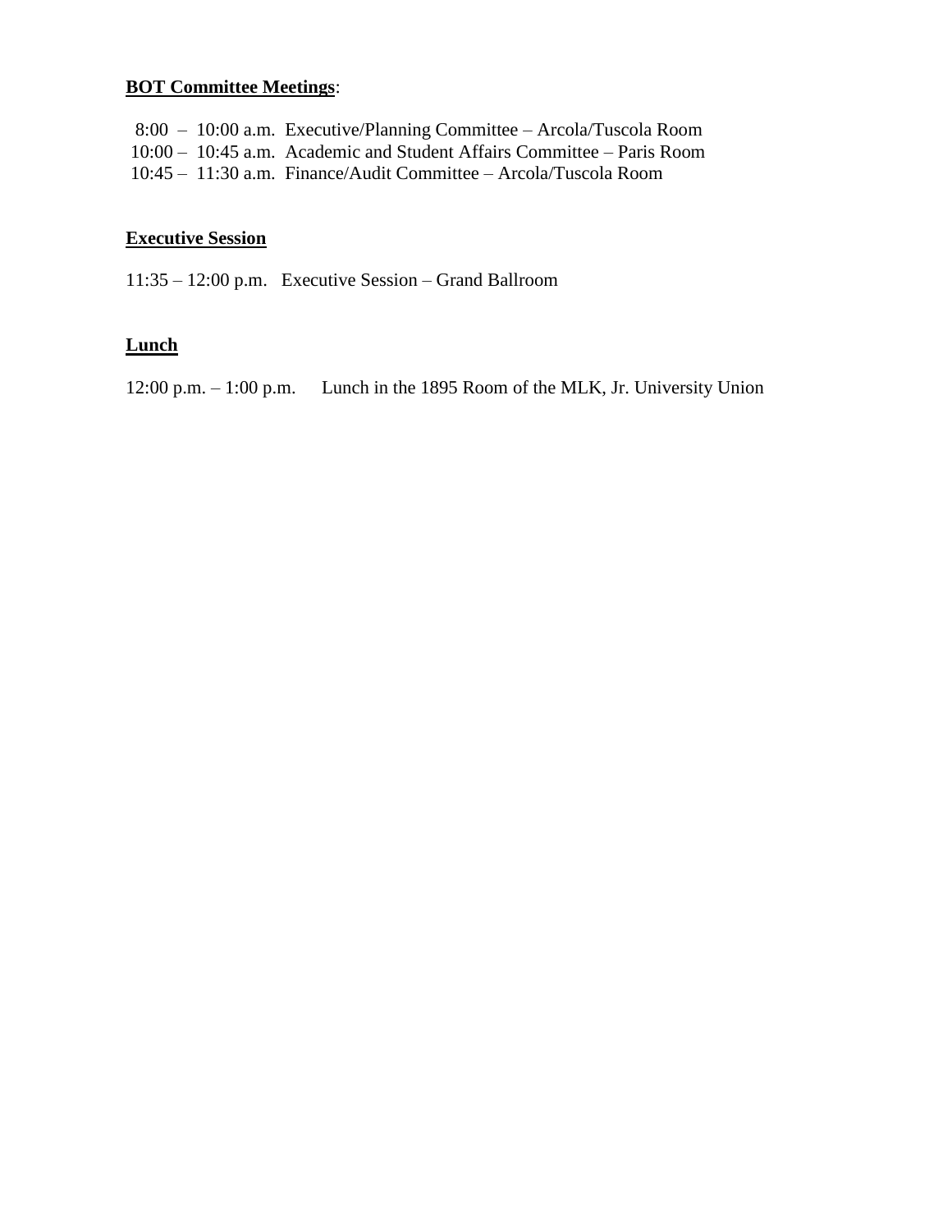**BOT Committee Meetings**:

8:00 – 10:00 a.m. Executive/Planning Committee – Arcola/Tuscola Room
10:00 – 10:45 a.m. Academic and Student Affairs Committee – Paris Room
10:45 – 11:30 a.m. Finance/Audit Committee – Arcola/Tuscola Room

**Executive Session**

11:35 – 12:00 p.m. Executive Session – Grand Ballroom

**Lunch**

12:00 p.m. – 1:00 p.m. Lunch in the 1895 Room of the MLK, Jr. University Union